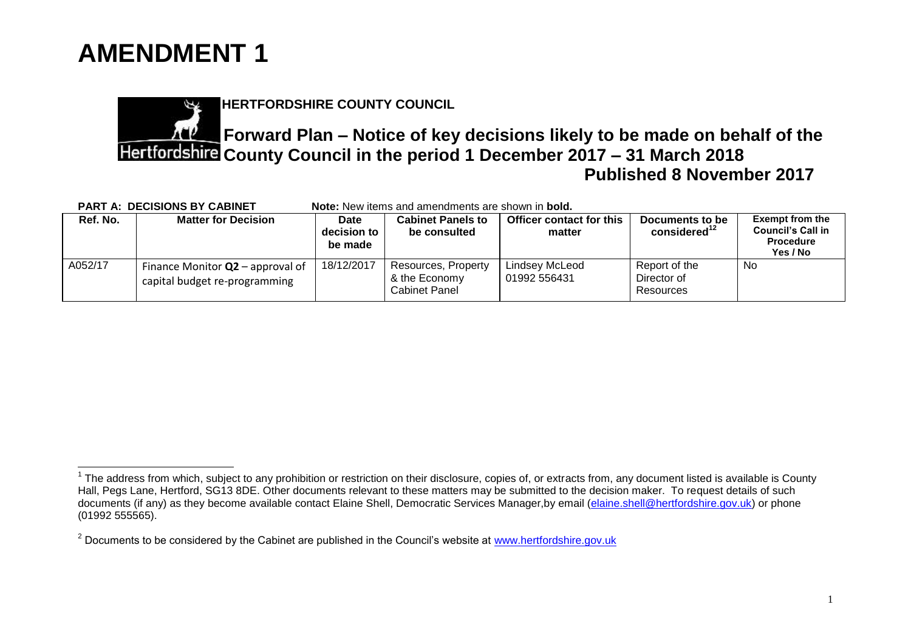# AMENDMENT 1

**HERTFORDSHIRE COUNTY COUNCIL**

## Forward Plan – Notice of key decisions likely to be made on behalf of the County Council in the period 1 December 2017 – 31 March 2018

**Published 8 November 2017**

**PART A: DECISIONS BY CABINET** **Note:** New items and amendments are shown in **bold.**

| Ref. No. | Matter for Decision | Date decision to be made | Cabinet Panels to be consulted | Officer contact for this matter | Documents to be considered[1,2] | Exempt from the Council's Call in Procedure Yes / No |
|---|---|---|---|---|---|---|
| A052/17 | Finance Monitor **Q2** – approval of capital budget re-programming | 18/12/2017 | Resources, Property & the Economy Cabinet Panel | Lindsey McLeod 01992 556431 | Report of the Director of Resources | No |

[1] The address from which, subject to any prohibition or restriction on their disclosure, copies of, or extracts from, any document listed is available is County Hall, Pegs Lane, Hertford, SG13 8DE. Other documents relevant to these matters may be submitted to the decision maker. To request details of such documents (if any) as they become available contact Elaine Shell, Democratic Services Manager,by email (elaine.shell@hertfordshire.gov.uk) or phone (01992 555565).

[2] Documents to be considered by the Cabinet are published in the Council's website at www.hertfordshire.gov.uk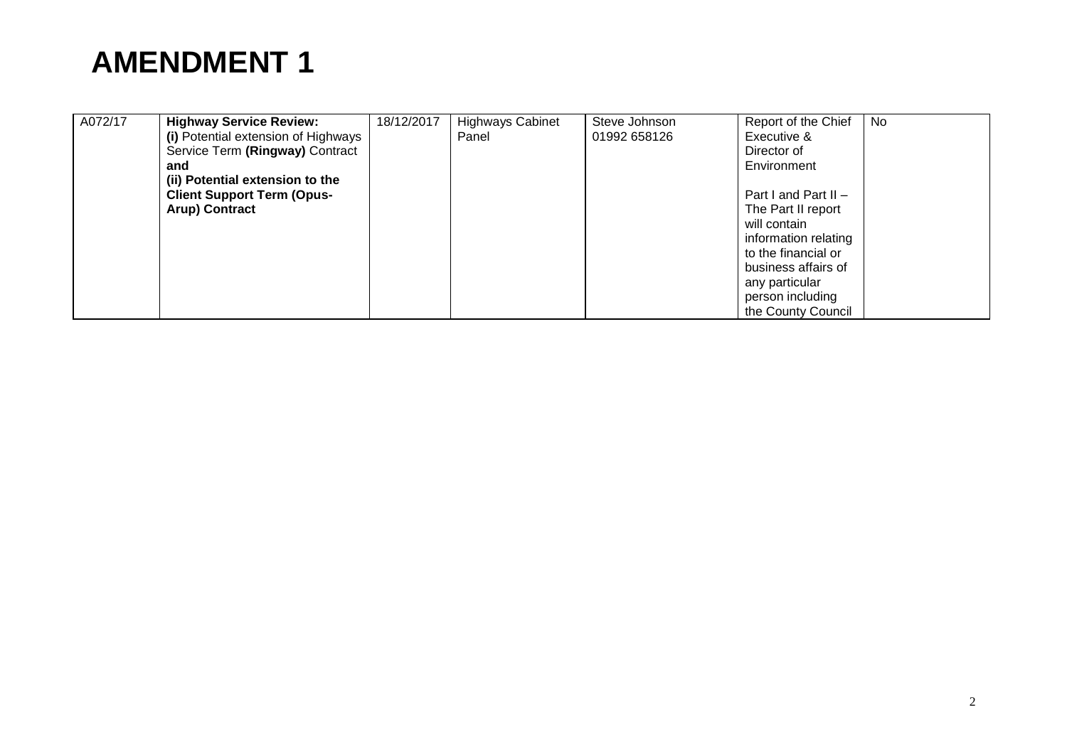# AMENDMENT 1

| | | | | | | |
|---|---|---|---|---|---|---|
| A072/17 | **Highway Service Review:** **(i)** Potential extension of Highways Service Term **(Ringway)** Contract **and** **(ii) Potential extension to the Client Support Term (Opus-Arup) Contract** | 18/12/2017 | Highways Cabinet Panel | Steve Johnson 01992 658126 | Report of the Chief Executive & Director of Environment<br><br>Part I and Part II – The Part II report will contain information relating to the financial or business affairs of any particular person including the County Council | No |